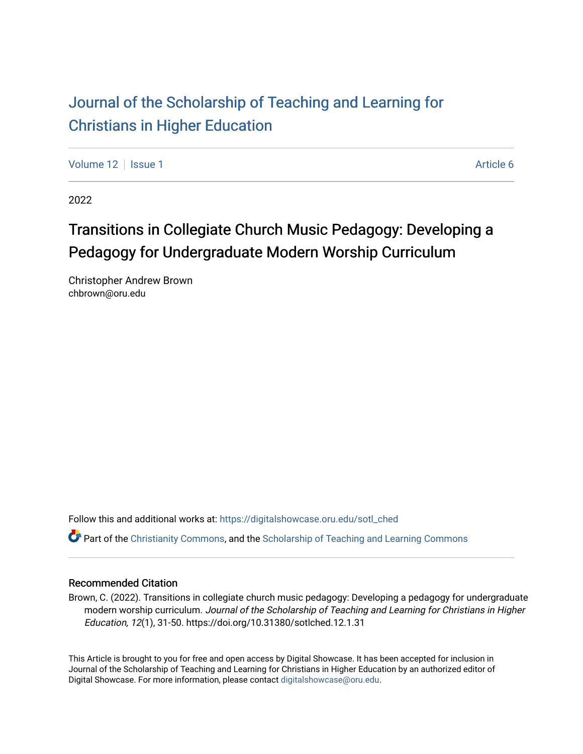# Journal of the Scholarship of Teaching and Learning for Christians in Higher Education

Volume 12 | Issue 1 | Article 6

2022

## Transitions in Collegiate Church Music Pedagogy: Developing a Pedagogy for Undergraduate Modern Worship Curriculum

Christopher Andrew Brown
chbrown@oru.edu

Follow this and additional works at: https://digitalshowcase.oru.edu/sotl_ched

Part of the Christianity Commons, and the Scholarship of Teaching and Learning Commons

### Recommended Citation

Brown, C. (2022). Transitions in collegiate church music pedagogy: Developing a pedagogy for undergraduate modern worship curriculum. *Journal of the Scholarship of Teaching and Learning for Christians in Higher Education, 12*(1), 31-50. https://doi.org/10.31380/sotlched.12.1.31

This Article is brought to you for free and open access by Digital Showcase. It has been accepted for inclusion in Journal of the Scholarship of Teaching and Learning for Christians in Higher Education by an authorized editor of Digital Showcase. For more information, please contact digitalshowcase@oru.edu.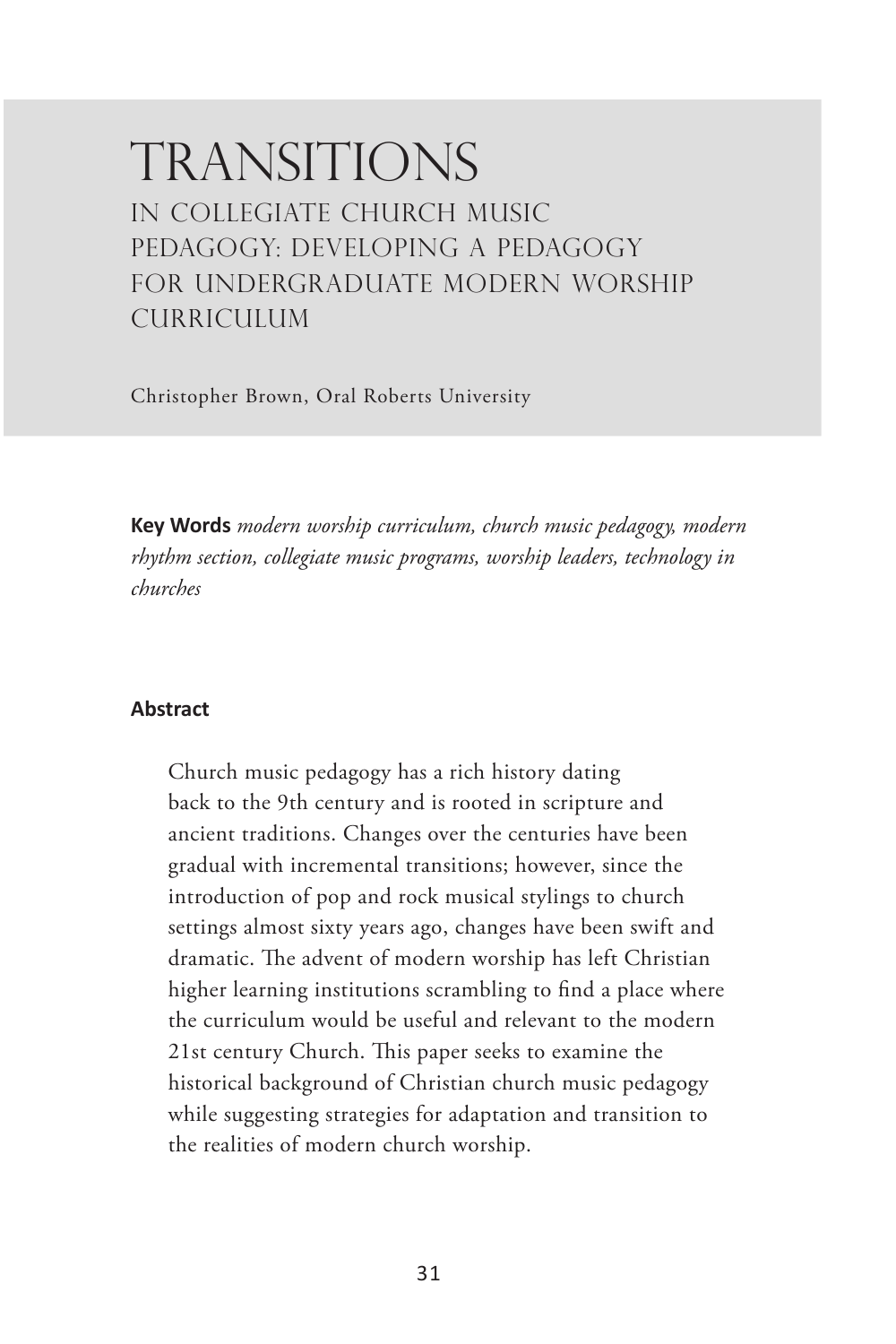# TRANSITIONS

## IN COLLEGIATE CHURCH MUSIC PEDAGOGY: DEVELOPING A PEDAGOGY FOR UNDERGRADUATE MODERN WORSHIP CURRICULUM

Christopher Brown, Oral Roberts University

**Key Words** *modern worship curriculum, church music pedagogy, modern rhythm section, collegiate music programs, worship leaders, technology in churches*

**Abstract**

> Church music pedagogy has a rich history dating back to the 9th century and is rooted in scripture and ancient traditions. Changes over the centuries have been gradual with incremental transitions; however, since the introduction of pop and rock musical stylings to church settings almost sixty years ago, changes have been swift and dramatic. The advent of modern worship has left Christian higher learning institutions scrambling to find a place where the curriculum would be useful and relevant to the modern 21st century Church. This paper seeks to examine the historical background of Christian church music pedagogy while suggesting strategies for adaptation and transition to the realities of modern church worship.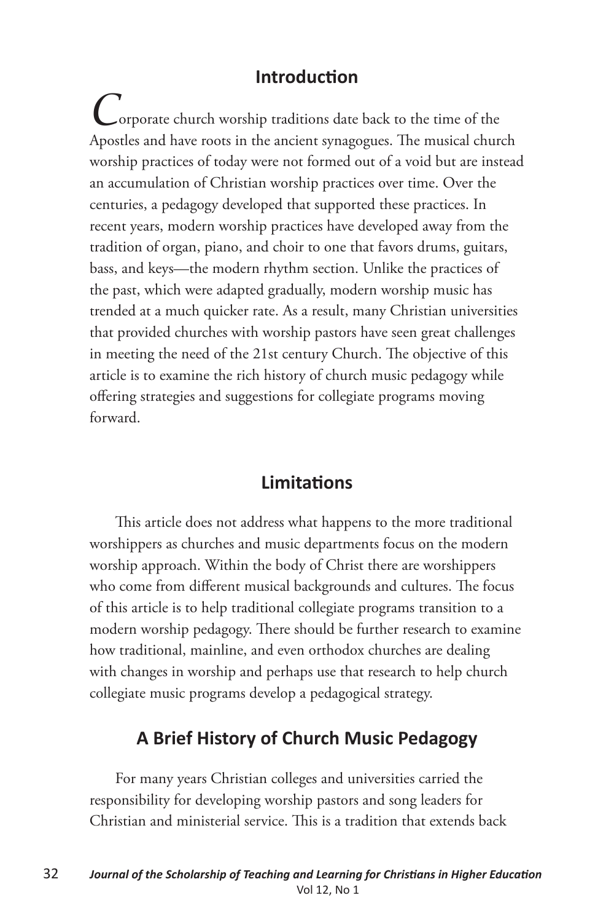## Introduction

Corporate church worship traditions date back to the time of the Apostles and have roots in the ancient synagogues. The musical church worship practices of today were not formed out of a void but are instead an accumulation of Christian worship practices over time. Over the centuries, a pedagogy developed that supported these practices. In recent years, modern worship practices have developed away from the tradition of organ, piano, and choir to one that favors drums, guitars, bass, and keys—the modern rhythm section. Unlike the practices of the past, which were adapted gradually, modern worship music has trended at a much quicker rate. As a result, many Christian universities that provided churches with worship pastors have seen great challenges in meeting the need of the 21st century Church. The objective of this article is to examine the rich history of church music pedagogy while offering strategies and suggestions for collegiate programs moving forward.

## Limitations

This article does not address what happens to the more traditional worshippers as churches and music departments focus on the modern worship approach. Within the body of Christ there are worshippers who come from different musical backgrounds and cultures. The focus of this article is to help traditional collegiate programs transition to a modern worship pedagogy. There should be further research to examine how traditional, mainline, and even orthodox churches are dealing with changes in worship and perhaps use that research to help church collegiate music programs develop a pedagogical strategy.

## A Brief History of Church Music Pedagogy

For many years Christian colleges and universities carried the responsibility for developing worship pastors and song leaders for Christian and ministerial service. This is a tradition that extends back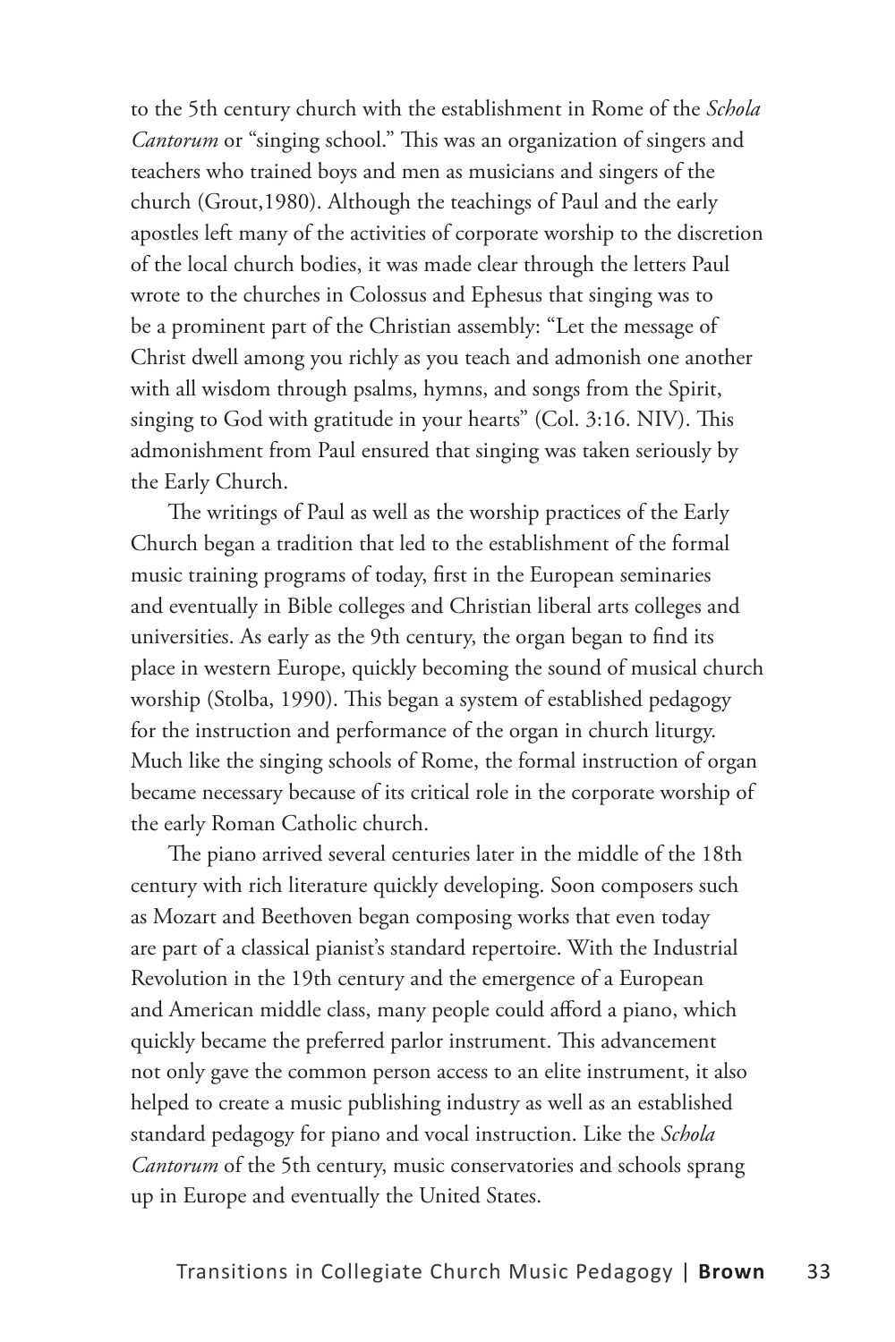to the 5th century church with the establishment in Rome of the *Schola Cantorum* or "singing school." This was an organization of singers and teachers who trained boys and men as musicians and singers of the church (Grout,1980). Although the teachings of Paul and the early apostles left many of the activities of corporate worship to the discretion of the local church bodies, it was made clear through the letters Paul wrote to the churches in Colossus and Ephesus that singing was to be a prominent part of the Christian assembly: "Let the message of Christ dwell among you richly as you teach and admonish one another with all wisdom through psalms, hymns, and songs from the Spirit, singing to God with gratitude in your hearts" (Col. 3:16. NIV). This admonishment from Paul ensured that singing was taken seriously by the Early Church.

The writings of Paul as well as the worship practices of the Early Church began a tradition that led to the establishment of the formal music training programs of today, first in the European seminaries and eventually in Bible colleges and Christian liberal arts colleges and universities. As early as the 9th century, the organ began to find its place in western Europe, quickly becoming the sound of musical church worship (Stolba, 1990). This began a system of established pedagogy for the instruction and performance of the organ in church liturgy. Much like the singing schools of Rome, the formal instruction of organ became necessary because of its critical role in the corporate worship of the early Roman Catholic church.

The piano arrived several centuries later in the middle of the 18th century with rich literature quickly developing. Soon composers such as Mozart and Beethoven began composing works that even today are part of a classical pianist's standard repertoire. With the Industrial Revolution in the 19th century and the emergence of a European and American middle class, many people could afford a piano, which quickly became the preferred parlor instrument. This advancement not only gave the common person access to an elite instrument, it also helped to create a music publishing industry as well as an established standard pedagogy for piano and vocal instruction. Like the *Schola Cantorum* of the 5th century, music conservatories and schools sprang up in Europe and eventually the United States.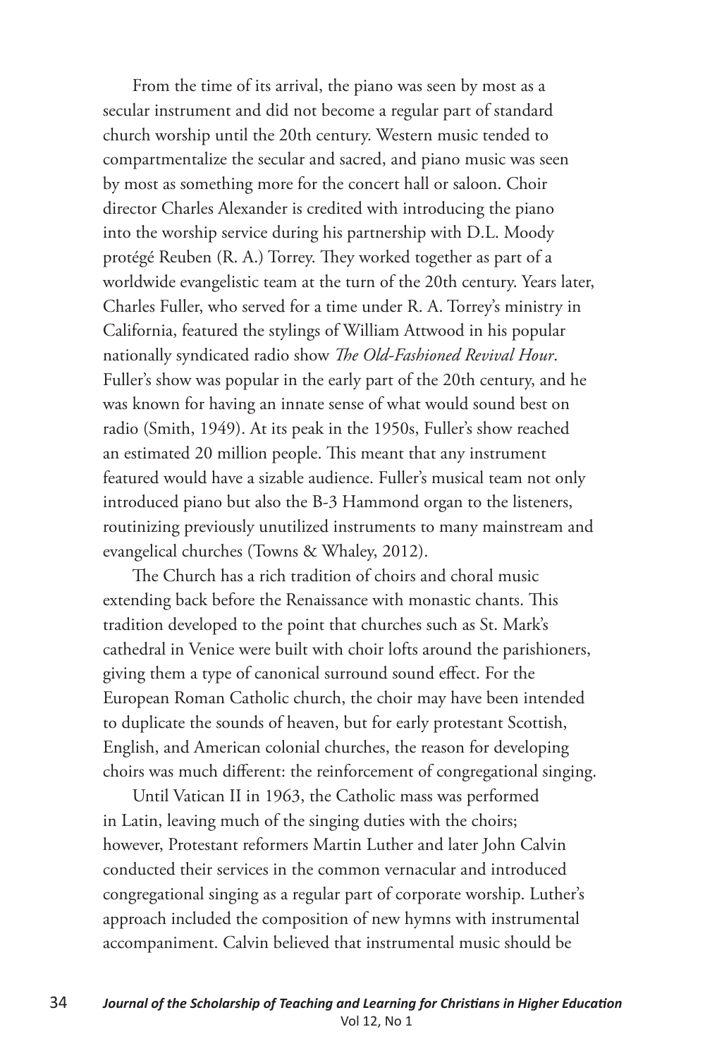From the time of its arrival, the piano was seen by most as a secular instrument and did not become a regular part of standard church worship until the 20th century. Western music tended to compartmentalize the secular and sacred, and piano music was seen by most as something more for the concert hall or saloon. Choir director Charles Alexander is credited with introducing the piano into the worship service during his partnership with D.L. Moody protégé Reuben (R. A.) Torrey. They worked together as part of a worldwide evangelistic team at the turn of the 20th century. Years later, Charles Fuller, who served for a time under R. A. Torrey's ministry in California, featured the stylings of William Attwood in his popular nationally syndicated radio show *The Old-Fashioned Revival Hour*. Fuller's show was popular in the early part of the 20th century, and he was known for having an innate sense of what would sound best on radio (Smith, 1949). At its peak in the 1950s, Fuller's show reached an estimated 20 million people. This meant that any instrument featured would have a sizable audience. Fuller's musical team not only introduced piano but also the B-3 Hammond organ to the listeners, routinizing previously unutilized instruments to many mainstream and evangelical churches (Towns & Whaley, 2012).

The Church has a rich tradition of choirs and choral music extending back before the Renaissance with monastic chants. This tradition developed to the point that churches such as St. Mark's cathedral in Venice were built with choir lofts around the parishioners, giving them a type of canonical surround sound effect. For the European Roman Catholic church, the choir may have been intended to duplicate the sounds of heaven, but for early protestant Scottish, English, and American colonial churches, the reason for developing choirs was much different: the reinforcement of congregational singing.

Until Vatican II in 1963, the Catholic mass was performed in Latin, leaving much of the singing duties with the choirs; however, Protestant reformers Martin Luther and later John Calvin conducted their services in the common vernacular and introduced congregational singing as a regular part of corporate worship. Luther's approach included the composition of new hymns with instrumental accompaniment. Calvin believed that instrumental music should be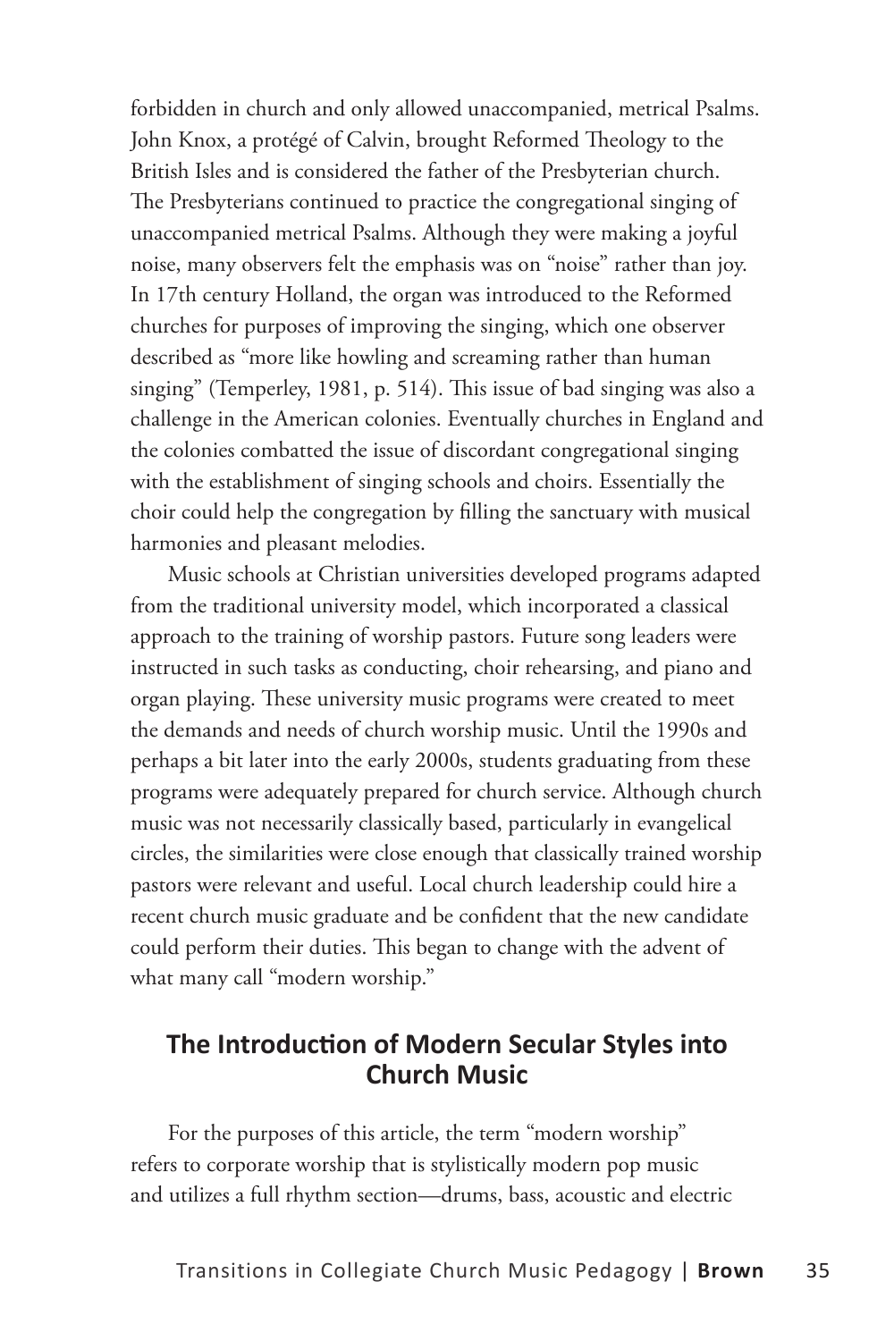forbidden in church and only allowed unaccompanied, metrical Psalms. John Knox, a protégé of Calvin, brought Reformed Theology to the British Isles and is considered the father of the Presbyterian church. The Presbyterians continued to practice the congregational singing of unaccompanied metrical Psalms. Although they were making a joyful noise, many observers felt the emphasis was on "noise" rather than joy. In 17th century Holland, the organ was introduced to the Reformed churches for purposes of improving the singing, which one observer described as "more like howling and screaming rather than human singing" (Temperley, 1981, p. 514). This issue of bad singing was also a challenge in the American colonies. Eventually churches in England and the colonies combatted the issue of discordant congregational singing with the establishment of singing schools and choirs. Essentially the choir could help the congregation by filling the sanctuary with musical harmonies and pleasant melodies.

Music schools at Christian universities developed programs adapted from the traditional university model, which incorporated a classical approach to the training of worship pastors. Future song leaders were instructed in such tasks as conducting, choir rehearsing, and piano and organ playing. These university music programs were created to meet the demands and needs of church worship music. Until the 1990s and perhaps a bit later into the early 2000s, students graduating from these programs were adequately prepared for church service. Although church music was not necessarily classically based, particularly in evangelical circles, the similarities were close enough that classically trained worship pastors were relevant and useful. Local church leadership could hire a recent church music graduate and be confident that the new candidate could perform their duties. This began to change with the advent of what many call "modern worship."

## The Introduction of Modern Secular Styles into Church Music

For the purposes of this article, the term "modern worship" refers to corporate worship that is stylistically modern pop music and utilizes a full rhythm section—drums, bass, acoustic and electric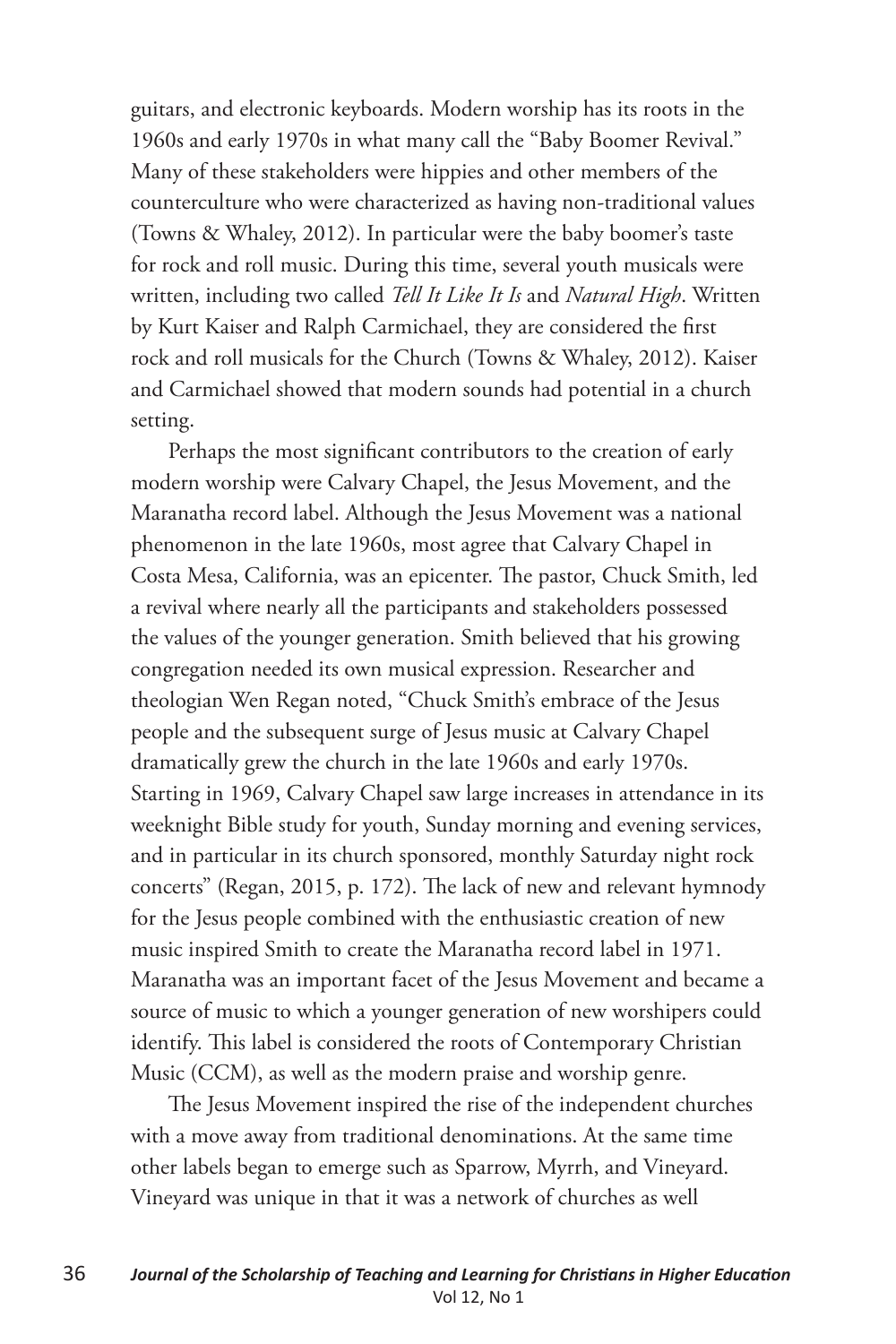guitars, and electronic keyboards. Modern worship has its roots in the 1960s and early 1970s in what many call the "Baby Boomer Revival." Many of these stakeholders were hippies and other members of the counterculture who were characterized as having non-traditional values (Towns & Whaley, 2012). In particular were the baby boomer's taste for rock and roll music. During this time, several youth musicals were written, including two called *Tell It Like It Is* and *Natural High*. Written by Kurt Kaiser and Ralph Carmichael, they are considered the first rock and roll musicals for the Church (Towns & Whaley, 2012). Kaiser and Carmichael showed that modern sounds had potential in a church setting.

Perhaps the most significant contributors to the creation of early modern worship were Calvary Chapel, the Jesus Movement, and the Maranatha record label. Although the Jesus Movement was a national phenomenon in the late 1960s, most agree that Calvary Chapel in Costa Mesa, California, was an epicenter. The pastor, Chuck Smith, led a revival where nearly all the participants and stakeholders possessed the values of the younger generation. Smith believed that his growing congregation needed its own musical expression. Researcher and theologian Wen Regan noted, "Chuck Smith's embrace of the Jesus people and the subsequent surge of Jesus music at Calvary Chapel dramatically grew the church in the late 1960s and early 1970s. Starting in 1969, Calvary Chapel saw large increases in attendance in its weeknight Bible study for youth, Sunday morning and evening services, and in particular in its church sponsored, monthly Saturday night rock concerts" (Regan, 2015, p. 172). The lack of new and relevant hymnody for the Jesus people combined with the enthusiastic creation of new music inspired Smith to create the Maranatha record label in 1971. Maranatha was an important facet of the Jesus Movement and became a source of music to which a younger generation of new worshipers could identify. This label is considered the roots of Contemporary Christian Music (CCM), as well as the modern praise and worship genre.

The Jesus Movement inspired the rise of the independent churches with a move away from traditional denominations. At the same time other labels began to emerge such as Sparrow, Myrrh, and Vineyard. Vineyard was unique in that it was a network of churches as well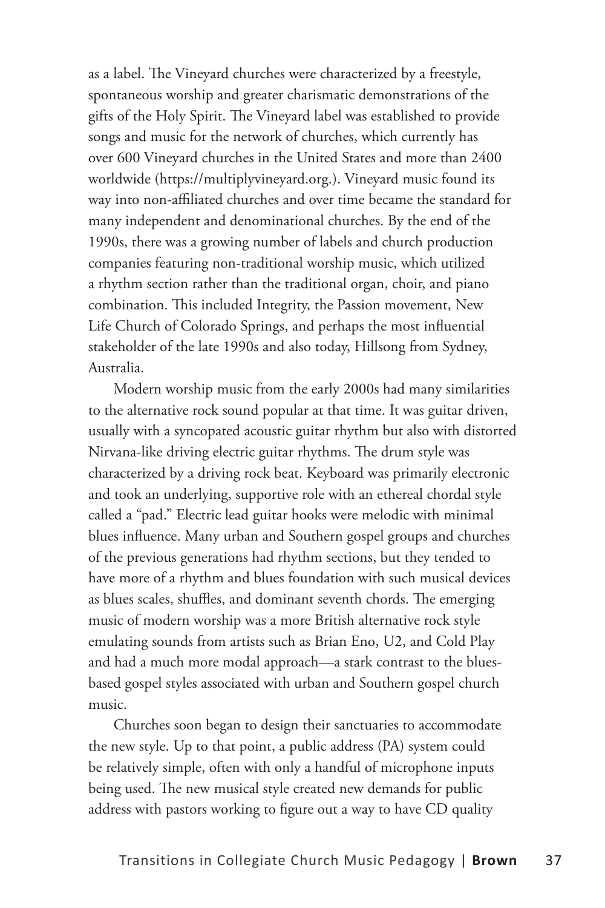as a label. The Vineyard churches were characterized by a freestyle, spontaneous worship and greater charismatic demonstrations of the gifts of the Holy Spirit. The Vineyard label was established to provide songs and music for the network of churches, which currently has over 600 Vineyard churches in the United States and more than 2400 worldwide (https://multiplyvineyard.org.). Vineyard music found its way into non-affiliated churches and over time became the standard for many independent and denominational churches. By the end of the 1990s, there was a growing number of labels and church production companies featuring non-traditional worship music, which utilized a rhythm section rather than the traditional organ, choir, and piano combination. This included Integrity, the Passion movement, New Life Church of Colorado Springs, and perhaps the most influential stakeholder of the late 1990s and also today, Hillsong from Sydney, Australia.

Modern worship music from the early 2000s had many similarities to the alternative rock sound popular at that time. It was guitar driven, usually with a syncopated acoustic guitar rhythm but also with distorted Nirvana-like driving electric guitar rhythms. The drum style was characterized by a driving rock beat. Keyboard was primarily electronic and took an underlying, supportive role with an ethereal chordal style called a "pad." Electric lead guitar hooks were melodic with minimal blues influence. Many urban and Southern gospel groups and churches of the previous generations had rhythm sections, but they tended to have more of a rhythm and blues foundation with such musical devices as blues scales, shuffles, and dominant seventh chords. The emerging music of modern worship was a more British alternative rock style emulating sounds from artists such as Brian Eno, U2, and Cold Play and had a much more modal approach—a stark contrast to the blues-based gospel styles associated with urban and Southern gospel church music.

Churches soon began to design their sanctuaries to accommodate the new style. Up to that point, a public address (PA) system could be relatively simple, often with only a handful of microphone inputs being used. The new musical style created new demands for public address with pastors working to figure out a way to have CD quality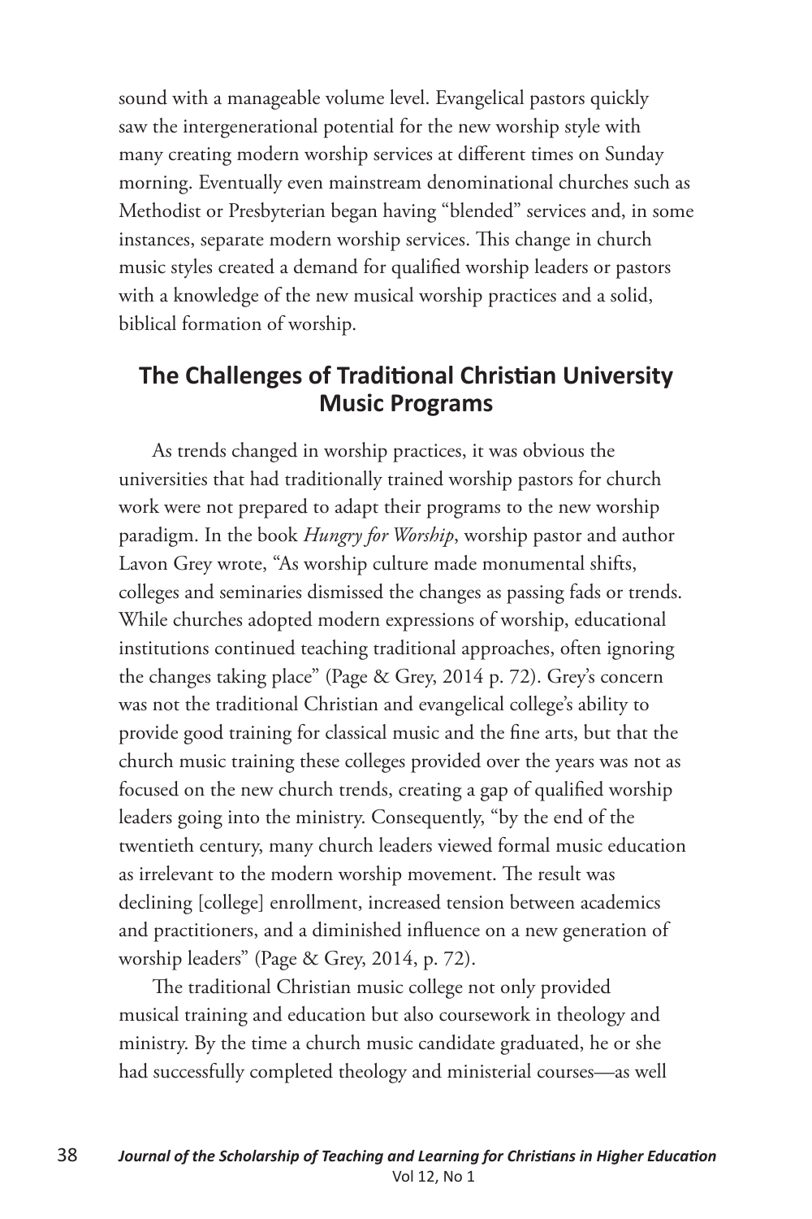sound with a manageable volume level. Evangelical pastors quickly saw the intergenerational potential for the new worship style with many creating modern worship services at different times on Sunday morning. Eventually even mainstream denominational churches such as Methodist or Presbyterian began having "blended" services and, in some instances, separate modern worship services. This change in church music styles created a demand for qualified worship leaders or pastors with a knowledge of the new musical worship practices and a solid, biblical formation of worship.

## The Challenges of Traditional Christian University Music Programs

As trends changed in worship practices, it was obvious the universities that had traditionally trained worship pastors for church work were not prepared to adapt their programs to the new worship paradigm. In the book *Hungry for Worship*, worship pastor and author Lavon Grey wrote, "As worship culture made monumental shifts, colleges and seminaries dismissed the changes as passing fads or trends. While churches adopted modern expressions of worship, educational institutions continued teaching traditional approaches, often ignoring the changes taking place" (Page & Grey, 2014 p. 72). Grey's concern was not the traditional Christian and evangelical college's ability to provide good training for classical music and the fine arts, but that the church music training these colleges provided over the years was not as focused on the new church trends, creating a gap of qualified worship leaders going into the ministry. Consequently, "by the end of the twentieth century, many church leaders viewed formal music education as irrelevant to the modern worship movement. The result was declining [college] enrollment, increased tension between academics and practitioners, and a diminished influence on a new generation of worship leaders" (Page & Grey, 2014, p. 72).

The traditional Christian music college not only provided musical training and education but also coursework in theology and ministry. By the time a church music candidate graduated, he or she had successfully completed theology and ministerial courses—as well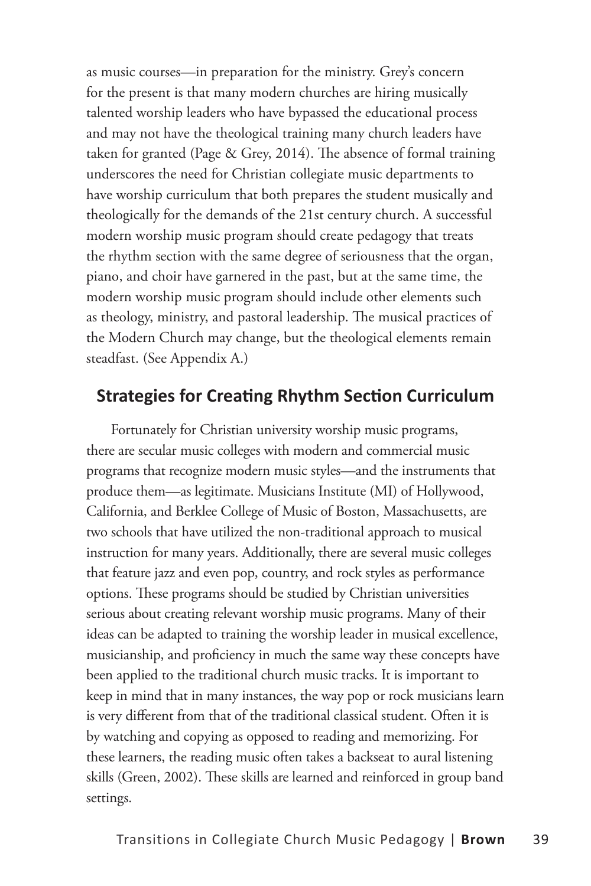as music courses—in preparation for the ministry. Grey's concern for the present is that many modern churches are hiring musically talented worship leaders who have bypassed the educational process and may not have the theological training many church leaders have taken for granted (Page & Grey, 2014). The absence of formal training underscores the need for Christian collegiate music departments to have worship curriculum that both prepares the student musically and theologically for the demands of the 21st century church. A successful modern worship music program should create pedagogy that treats the rhythm section with the same degree of seriousness that the organ, piano, and choir have garnered in the past, but at the same time, the modern worship music program should include other elements such as theology, ministry, and pastoral leadership. The musical practices of the Modern Church may change, but the theological elements remain steadfast. (See Appendix A.)

## Strategies for Creating Rhythm Section Curriculum

Fortunately for Christian university worship music programs, there are secular music colleges with modern and commercial music programs that recognize modern music styles—and the instruments that produce them—as legitimate. Musicians Institute (MI) of Hollywood, California, and Berklee College of Music of Boston, Massachusetts, are two schools that have utilized the non-traditional approach to musical instruction for many years. Additionally, there are several music colleges that feature jazz and even pop, country, and rock styles as performance options. These programs should be studied by Christian universities serious about creating relevant worship music programs. Many of their ideas can be adapted to training the worship leader in musical excellence, musicianship, and proficiency in much the same way these concepts have been applied to the traditional church music tracks. It is important to keep in mind that in many instances, the way pop or rock musicians learn is very different from that of the traditional classical student. Often it is by watching and copying as opposed to reading and memorizing. For these learners, the reading music often takes a backseat to aural listening skills (Green, 2002). These skills are learned and reinforced in group band settings.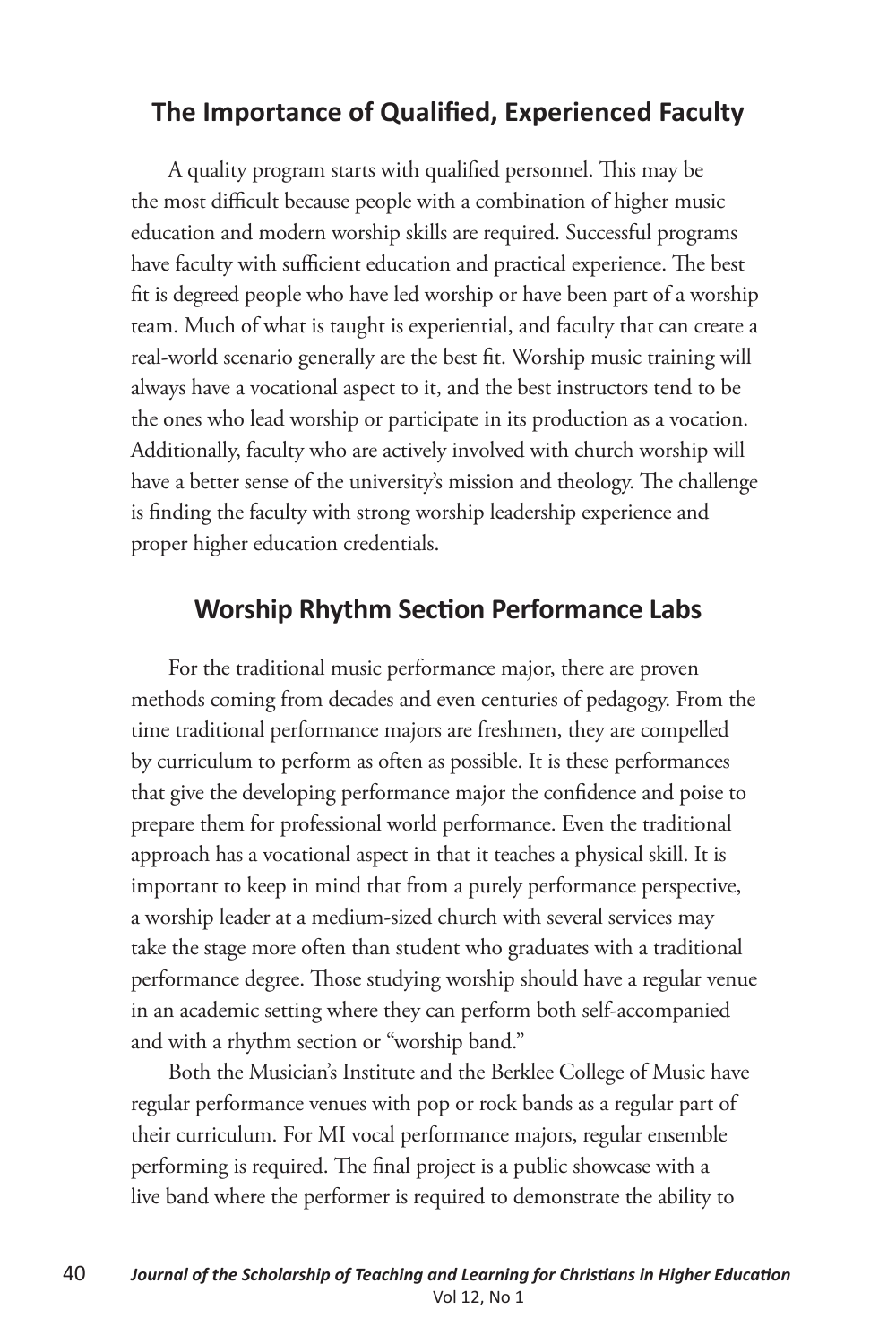## The Importance of Qualified, Experienced Faculty

A quality program starts with qualified personnel. This may be the most difficult because people with a combination of higher music education and modern worship skills are required. Successful programs have faculty with sufficient education and practical experience. The best fit is degreed people who have led worship or have been part of a worship team. Much of what is taught is experiential, and faculty that can create a real-world scenario generally are the best fit. Worship music training will always have a vocational aspect to it, and the best instructors tend to be the ones who lead worship or participate in its production as a vocation. Additionally, faculty who are actively involved with church worship will have a better sense of the university's mission and theology. The challenge is finding the faculty with strong worship leadership experience and proper higher education credentials.

## Worship Rhythm Section Performance Labs

For the traditional music performance major, there are proven methods coming from decades and even centuries of pedagogy. From the time traditional performance majors are freshmen, they are compelled by curriculum to perform as often as possible. It is these performances that give the developing performance major the confidence and poise to prepare them for professional world performance. Even the traditional approach has a vocational aspect in that it teaches a physical skill. It is important to keep in mind that from a purely performance perspective, a worship leader at a medium-sized church with several services may take the stage more often than student who graduates with a traditional performance degree. Those studying worship should have a regular venue in an academic setting where they can perform both self-accompanied and with a rhythm section or "worship band."

Both the Musician's Institute and the Berklee College of Music have regular performance venues with pop or rock bands as a regular part of their curriculum. For MI vocal performance majors, regular ensemble performing is required. The final project is a public showcase with a live band where the performer is required to demonstrate the ability to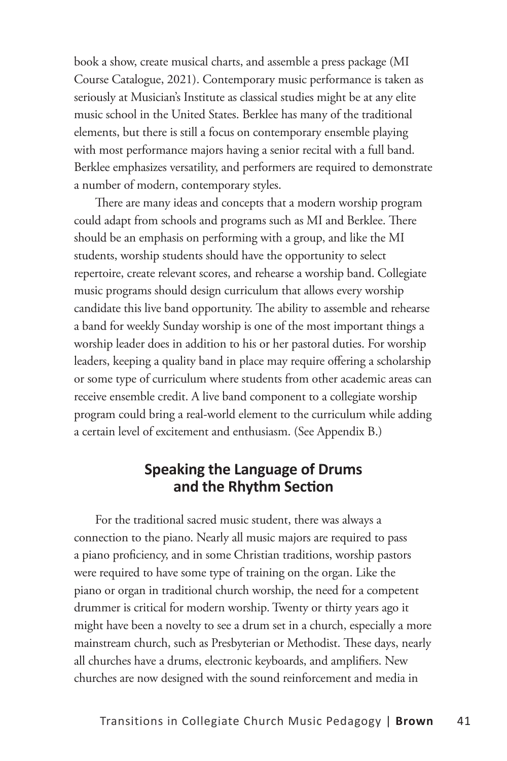book a show, create musical charts, and assemble a press package (MI Course Catalogue, 2021). Contemporary music performance is taken as seriously at Musician's Institute as classical studies might be at any elite music school in the United States. Berklee has many of the traditional elements, but there is still a focus on contemporary ensemble playing with most performance majors having a senior recital with a full band. Berklee emphasizes versatility, and performers are required to demonstrate a number of modern, contemporary styles.

There are many ideas and concepts that a modern worship program could adapt from schools and programs such as MI and Berklee. There should be an emphasis on performing with a group, and like the MI students, worship students should have the opportunity to select repertoire, create relevant scores, and rehearse a worship band. Collegiate music programs should design curriculum that allows every worship candidate this live band opportunity. The ability to assemble and rehearse a band for weekly Sunday worship is one of the most important things a worship leader does in addition to his or her pastoral duties. For worship leaders, keeping a quality band in place may require offering a scholarship or some type of curriculum where students from other academic areas can receive ensemble credit. A live band component to a collegiate worship program could bring a real-world element to the curriculum while adding a certain level of excitement and enthusiasm. (See Appendix B.)

## Speaking the Language of Drums and the Rhythm Section

For the traditional sacred music student, there was always a connection to the piano. Nearly all music majors are required to pass a piano proficiency, and in some Christian traditions, worship pastors were required to have some type of training on the organ. Like the piano or organ in traditional church worship, the need for a competent drummer is critical for modern worship. Twenty or thirty years ago it might have been a novelty to see a drum set in a church, especially a more mainstream church, such as Presbyterian or Methodist. These days, nearly all churches have a drums, electronic keyboards, and amplifiers. New churches are now designed with the sound reinforcement and media in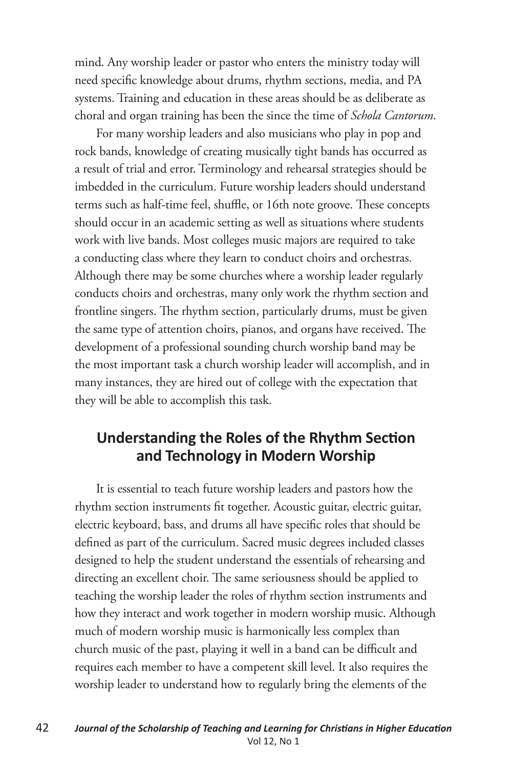mind. Any worship leader or pastor who enters the ministry today will need specific knowledge about drums, rhythm sections, media, and PA systems. Training and education in these areas should be as deliberate as choral and organ training has been the since the time of *Schola Cantorum*.

For many worship leaders and also musicians who play in pop and rock bands, knowledge of creating musically tight bands has occurred as a result of trial and error. Terminology and rehearsal strategies should be imbedded in the curriculum. Future worship leaders should understand terms such as half-time feel, shuffle, or 16th note groove. These concepts should occur in an academic setting as well as situations where students work with live bands. Most colleges music majors are required to take a conducting class where they learn to conduct choirs and orchestras. Although there may be some churches where a worship leader regularly conducts choirs and orchestras, many only work the rhythm section and frontline singers. The rhythm section, particularly drums, must be given the same type of attention choirs, pianos, and organs have received. The development of a professional sounding church worship band may be the most important task a church worship leader will accomplish, and in many instances, they are hired out of college with the expectation that they will be able to accomplish this task.

## Understanding the Roles of the Rhythm Section and Technology in Modern Worship

It is essential to teach future worship leaders and pastors how the rhythm section instruments fit together. Acoustic guitar, electric guitar, electric keyboard, bass, and drums all have specific roles that should be defined as part of the curriculum. Sacred music degrees included classes designed to help the student understand the essentials of rehearsing and directing an excellent choir. The same seriousness should be applied to teaching the worship leader the roles of rhythm section instruments and how they interact and work together in modern worship music. Although much of modern worship music is harmonically less complex than church music of the past, playing it well in a band can be difficult and requires each member to have a competent skill level. It also requires the worship leader to understand how to regularly bring the elements of the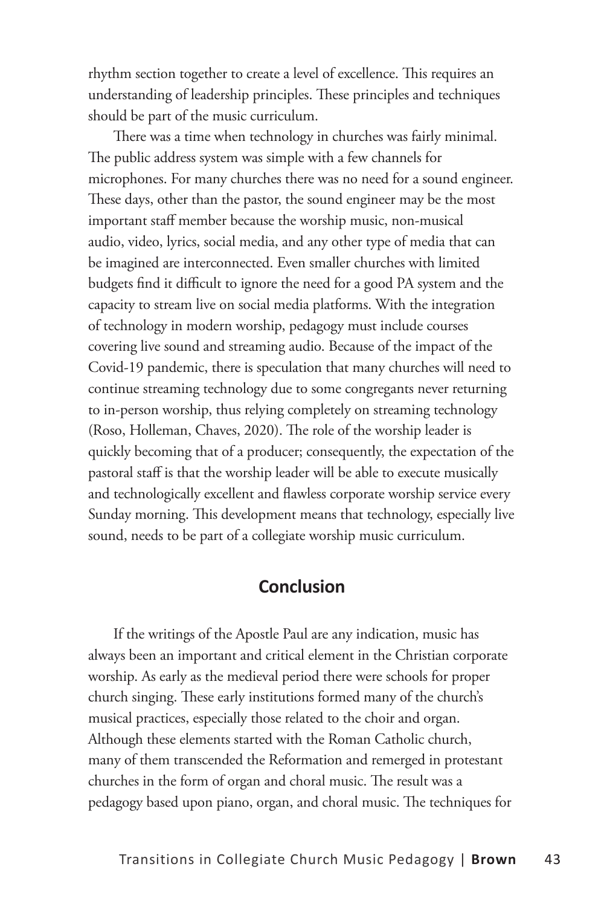rhythm section together to create a level of excellence. This requires an understanding of leadership principles. These principles and techniques should be part of the music curriculum.

There was a time when technology in churches was fairly minimal. The public address system was simple with a few channels for microphones. For many churches there was no need for a sound engineer. These days, other than the pastor, the sound engineer may be the most important staff member because the worship music, non-musical audio, video, lyrics, social media, and any other type of media that can be imagined are interconnected. Even smaller churches with limited budgets find it difficult to ignore the need for a good PA system and the capacity to stream live on social media platforms. With the integration of technology in modern worship, pedagogy must include courses covering live sound and streaming audio. Because of the impact of the Covid-19 pandemic, there is speculation that many churches will need to continue streaming technology due to some congregants never returning to in-person worship, thus relying completely on streaming technology (Roso, Holleman, Chaves, 2020). The role of the worship leader is quickly becoming that of a producer; consequently, the expectation of the pastoral staff is that the worship leader will be able to execute musically and technologically excellent and flawless corporate worship service every Sunday morning. This development means that technology, especially live sound, needs to be part of a collegiate worship music curriculum.

## Conclusion

If the writings of the Apostle Paul are any indication, music has always been an important and critical element in the Christian corporate worship. As early as the medieval period there were schools for proper church singing. These early institutions formed many of the church's musical practices, especially those related to the choir and organ. Although these elements started with the Roman Catholic church, many of them transcended the Reformation and remerged in protestant churches in the form of organ and choral music. The result was a pedagogy based upon piano, organ, and choral music. The techniques for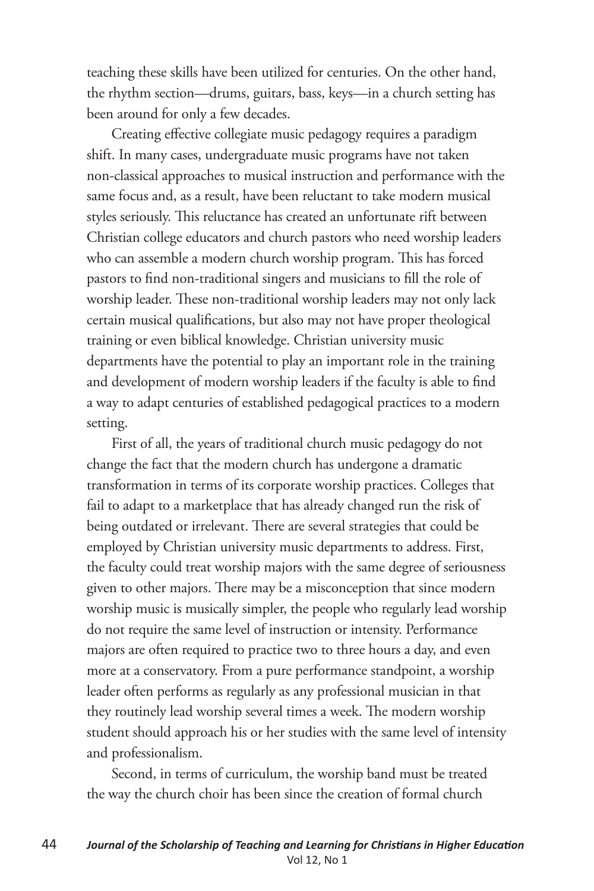teaching these skills have been utilized for centuries. On the other hand, the rhythm section—drums, guitars, bass, keys—in a church setting has been around for only a few decades.

Creating effective collegiate music pedagogy requires a paradigm shift. In many cases, undergraduate music programs have not taken non-classical approaches to musical instruction and performance with the same focus and, as a result, have been reluctant to take modern musical styles seriously. This reluctance has created an unfortunate rift between Christian college educators and church pastors who need worship leaders who can assemble a modern church worship program. This has forced pastors to find non-traditional singers and musicians to fill the role of worship leader. These non-traditional worship leaders may not only lack certain musical qualifications, but also may not have proper theological training or even biblical knowledge. Christian university music departments have the potential to play an important role in the training and development of modern worship leaders if the faculty is able to find a way to adapt centuries of established pedagogical practices to a modern setting.

First of all, the years of traditional church music pedagogy do not change the fact that the modern church has undergone a dramatic transformation in terms of its corporate worship practices. Colleges that fail to adapt to a marketplace that has already changed run the risk of being outdated or irrelevant. There are several strategies that could be employed by Christian university music departments to address. First, the faculty could treat worship majors with the same degree of seriousness given to other majors. There may be a misconception that since modern worship music is musically simpler, the people who regularly lead worship do not require the same level of instruction or intensity. Performance majors are often required to practice two to three hours a day, and even more at a conservatory. From a pure performance standpoint, a worship leader often performs as regularly as any professional musician in that they routinely lead worship several times a week. The modern worship student should approach his or her studies with the same level of intensity and professionalism.

Second, in terms of curriculum, the worship band must be treated the way the church choir has been since the creation of formal church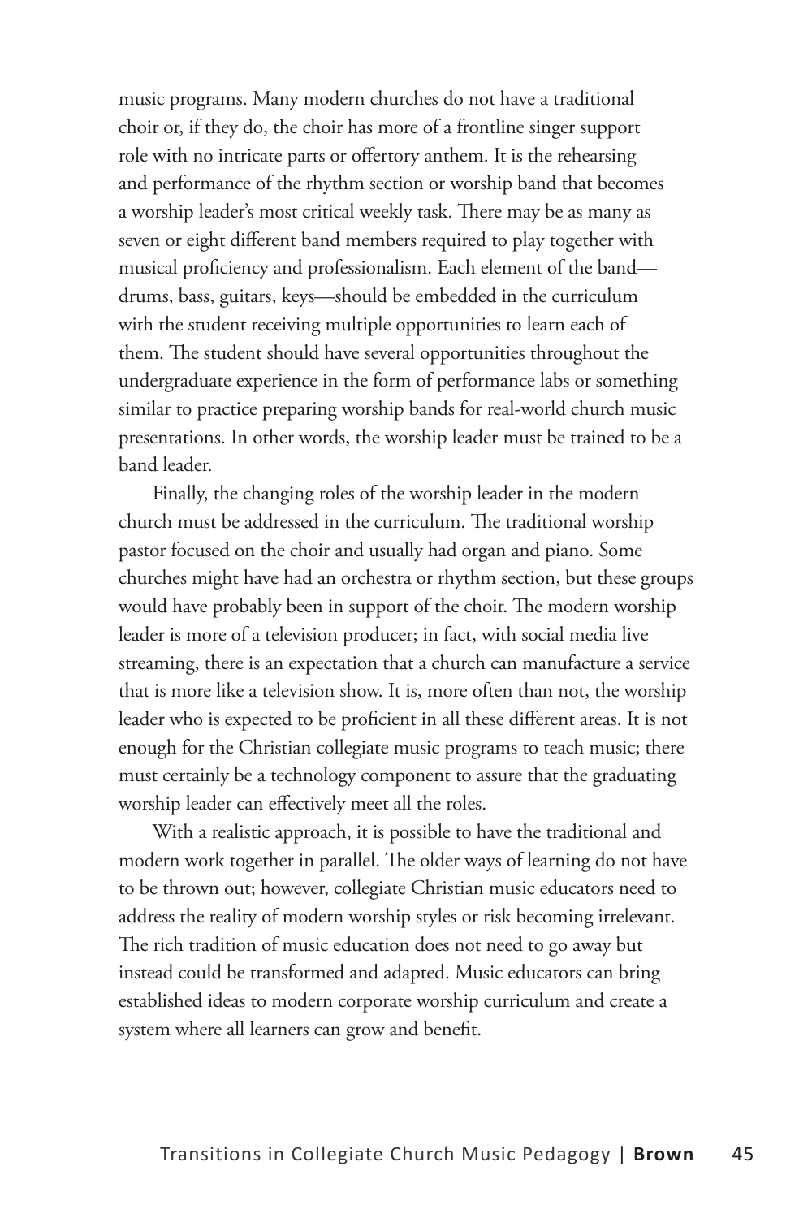music programs. Many modern churches do not have a traditional choir or, if they do, the choir has more of a frontline singer support role with no intricate parts or offertory anthem. It is the rehearsing and performance of the rhythm section or worship band that becomes a worship leader's most critical weekly task. There may be as many as seven or eight different band members required to play together with musical proficiency and professionalism. Each element of the band—drums, bass, guitars, keys—should be embedded in the curriculum with the student receiving multiple opportunities to learn each of them. The student should have several opportunities throughout the undergraduate experience in the form of performance labs or something similar to practice preparing worship bands for real-world church music presentations. In other words, the worship leader must be trained to be a band leader.

Finally, the changing roles of the worship leader in the modern church must be addressed in the curriculum. The traditional worship pastor focused on the choir and usually had organ and piano. Some churches might have had an orchestra or rhythm section, but these groups would have probably been in support of the choir. The modern worship leader is more of a television producer; in fact, with social media live streaming, there is an expectation that a church can manufacture a service that is more like a television show. It is, more often than not, the worship leader who is expected to be proficient in all these different areas. It is not enough for the Christian collegiate music programs to teach music; there must certainly be a technology component to assure that the graduating worship leader can effectively meet all the roles.

With a realistic approach, it is possible to have the traditional and modern work together in parallel. The older ways of learning do not have to be thrown out; however, collegiate Christian music educators need to address the reality of modern worship styles or risk becoming irrelevant. The rich tradition of music education does not need to go away but instead could be transformed and adapted. Music educators can bring established ideas to modern corporate worship curriculum and create a system where all learners can grow and benefit.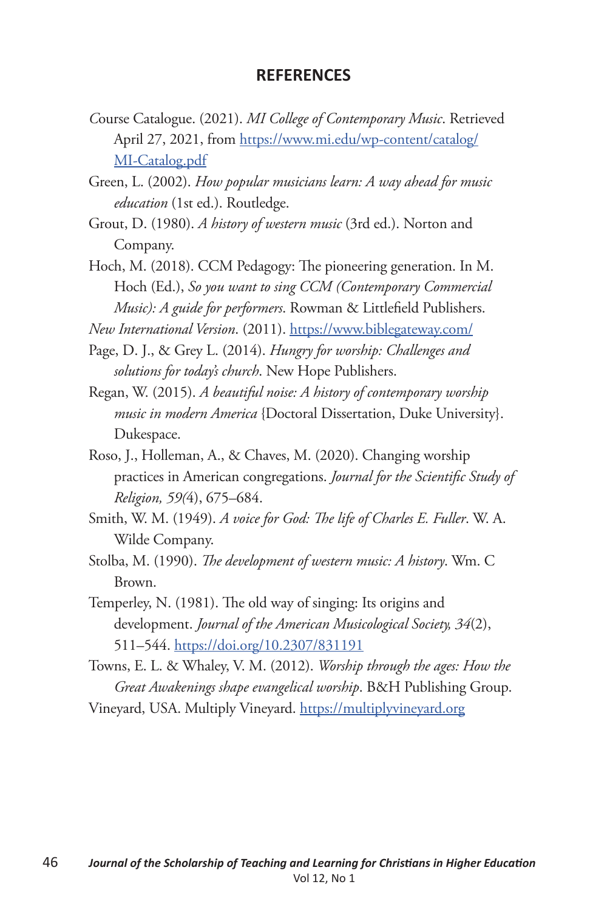## REFERENCES

Course Catalogue. (2021). *MI College of Contemporary Music*. Retrieved April 27, 2021, from https://www.mi.edu/wp-content/catalog/MI-Catalog.pdf

Green, L. (2002). *How popular musicians learn: A way ahead for music education* (1st ed.). Routledge.

Grout, D. (1980). *A history of western music* (3rd ed.). Norton and Company.

Hoch, M. (2018). CCM Pedagogy: The pioneering generation. In M. Hoch (Ed.), *So you want to sing CCM (Contemporary Commercial Music): A guide for performers*. Rowman & Littlefield Publishers.

*New International Version*. (2011). https://www.biblegateway.com/

Page, D. J., & Grey L. (2014). *Hungry for worship: Challenges and solutions for today's church*. New Hope Publishers.

Regan, W. (2015). *A beautiful noise: A history of contemporary worship music in modern America* {Doctoral Dissertation, Duke University}. Dukespace.

Roso, J., Holleman, A., & Chaves, M. (2020). Changing worship practices in American congregations. *Journal for the Scientific Study of Religion, 59(*4), 675–684.

Smith, W. M. (1949). *A voice for God: The life of Charles E. Fuller*. W. A. Wilde Company.

Stolba, M. (1990). *The development of western music: A history*. Wm. C Brown.

Temperley, N. (1981). The old way of singing: Its origins and development. *Journal of the American Musicological Society, 34*(2), 511–544. https://doi.org/10.2307/831191

Towns, E. L. & Whaley, V. M. (2012). *Worship through the ages: How the Great Awakenings shape evangelical worship*. B&H Publishing Group.

Vineyard, USA. Multiply Vineyard. https://multiplyvineyard.org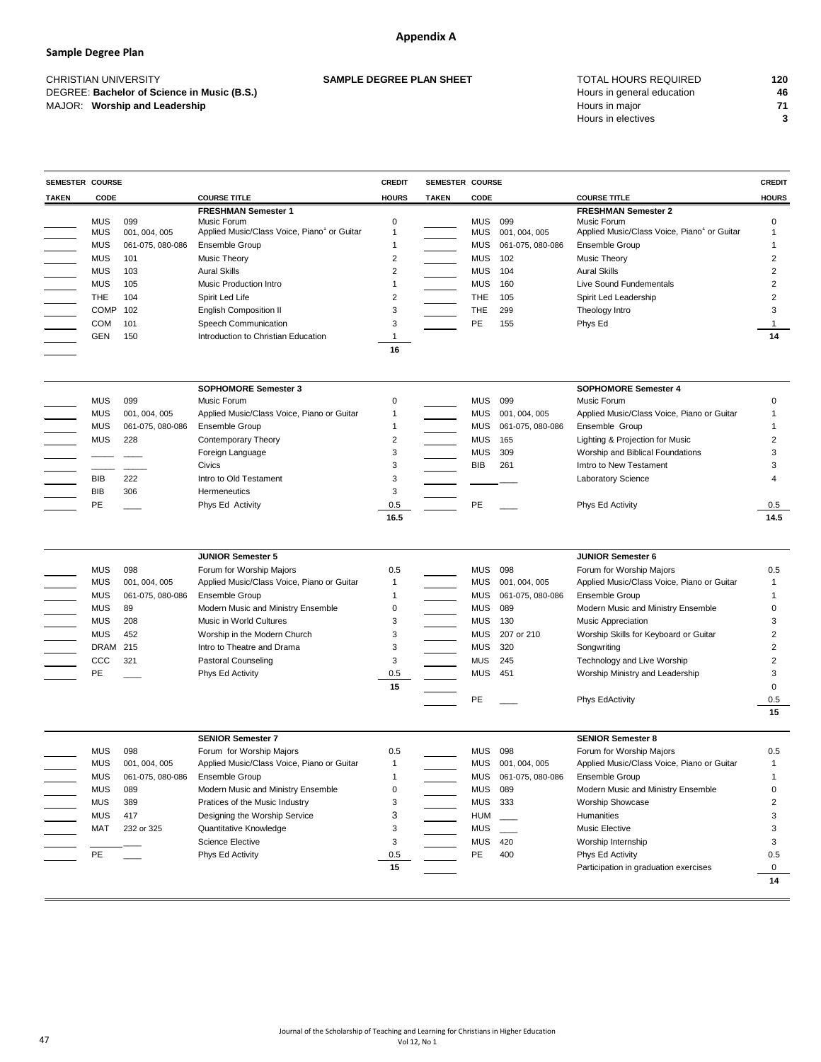## Appendix A

### Sample Degree Plan

CHRISTIAN UNIVERSITY
DEGREE: **Bachelor of Science in Music (B.S.)**
MAJOR: **Worship and Leadership**

**SAMPLE DEGREE PLAN SHEET**

| | |
|---|---|
| TOTAL HOURS REQUIRED | **120** |
| Hours in general education | **46** |
| Hours in major | **71** |
| Hours in electives | **3** |

| SEMESTER TAKEN | COURSE CODE | | COURSE TITLE | CREDIT HOURS | SEMESTER TAKEN | COURSE CODE | | COURSE TITLE | CREDIT HOURS |
|---|---|---|---|---|---|---|---|---|---|
| | | | **FRESHMAN Semester 1** | | | | | **FRESHMAN Semester 2** | |
| ______ | MUS | 099 | Music Forum | 0 | ______ | MUS | 099 | Music Forum | 0 |
| ______ | MUS | 001, 004, 005 | Applied Music/Class Voice, Piano[1] or Guitar | 1 | ______ | MUS | 001, 004, 005 | Applied Music/Class Voice, Piano[1] or Guitar | 1 |
| ______ | MUS | 061-075, 080-086 | Ensemble Group | 1 | ______ | MUS | 061-075, 080-086 | Ensemble Group | 1 |
| ______ | MUS | 101 | Music Theory | 2 | ______ | MUS | 102 | Music Theory | 2 |
| ______ | MUS | 103 | Aural Skills | 2 | ______ | MUS | 104 | Aural Skills | 2 |
| ______ | MUS | 105 | Music Production Intro | 1 | ______ | MUS | 160 | Live Sound Fundementals | 2 |
| ______ | THE | 104 | Spirit Led Life | 2 | ______ | THE | 105 | Spirit Led Leadership | 2 |
| ______ | COMP | 102 | English Composition II | 3 | ______ | THE | 299 | Theology Intro | 3 |
| ______ | COM | 101 | Speech Communication | 3 | ______ | PE | 155 | Phys Ed | 1 |
| ______ | GEN | 150 | Introduction to Christian Education | 1 | | | | | **14** |
| ______ | | | | **16** | | | | | |
| | | | **SOPHOMORE Semester 3** | | | | | **SOPHOMORE Semester 4** | |
| ______ | MUS | 099 | Music Forum | 0 | ______ | MUS | 099 | Music Forum | 0 |
| ______ | MUS | 001, 004, 005 | Applied Music/Class Voice, Piano or Guitar | 1 | ______ | MUS | 001, 004, 005 | Applied Music/Class Voice, Piano or Guitar | 1 |
| ______ | MUS | 061-075, 080-086 | Ensemble Group | 1 | ______ | MUS | 061-075, 080-086 | Ensemble Group | 1 |
| ______ | MUS | 228 | Contemporary Theory | 2 | ______ | MUS | 165 | Lighting & Projection for Music | 2 |
| ______ | ____ | ____ | Foreign Language | 3 | ______ | MUS | 309 | Worship and Biblical Foundations | 3 |
| ______ | ____ | ____ | Civics | 3 | ______ | BIB | 261 | Imtro to New Testament | 3 |
| ______ | BIB | 222 | Intro to Old Testament | 3 | ______ | ____ | ____ | Laboratory Science | 4 |
| ______ | BIB | 306 | Hermeneutics | 3 | ______ | | | | |
| ______ | PE | ____ | Phys Ed Activity | 0.5 | ______ | PE | ____ | Phys Ed Activity | 0.5 |
| | | | | **16.5** | | | | | **14.5** |
| | | | **JUNIOR Semester 5** | | | | | **JUNIOR Semester 6** | |
| ______ | MUS | 098 | Forum for Worship Majors | 0.5 | ______ | MUS | 098 | Forum for Worship Majors | 0.5 |
| ______ | MUS | 001, 004, 005 | Applied Music/Class Voice, Piano or Guitar | 1 | ______ | MUS | 001, 004, 005 | Applied Music/Class Voice, Piano or Guitar | 1 |
| ______ | MUS | 061-075, 080-086 | Ensemble Group | 1 | ______ | MUS | 061-075, 080-086 | Ensemble Group | 1 |
| ______ | MUS | 89 | Modern Music and Ministry Ensemble | 0 | ______ | MUS | 089 | Modern Music and Ministry Ensemble | 0 |
| ______ | MUS | 208 | Music in World Cultures | 3 | ______ | MUS | 130 | Music Appreciation | 3 |
| ______ | MUS | 452 | Worship in the Modern Church | 3 | ______ | MUS | 207 or 210 | Worship Skills for Keyboard or Guitar | 2 |
| ______ | DRAM | 215 | Intro to Theatre and Drama | 3 | ______ | MUS | 320 | Songwriting | 2 |
| ______ | CCC | 321 | Pastoral Counseling | 3 | ______ | MUS | 245 | Technology and Live Worship | 2 |
| ______ | PE | ____ | Phys Ed Activity | 0.5 | ______ | MUS | 451 | Worship Ministry and Leadership | 3 |
| | | | | **15** | ______ | | | | 0 |
| | | | | | ______ | PE | ____ | Phys EdActivity | 0.5 |
| | | | | | | | | | **15** |
| | | | **SENIOR Semester 7** | | | | | **SENIOR Semester 8** | |
| ______ | MUS | 098 | Forum for Worship Majors | 0.5 | ______ | MUS | 098 | Forum for Worship Majors | 0.5 |
| ______ | MUS | 001, 004, 005 | Applied Music/Class Voice, Piano or Guitar | 1 | ______ | MUS | 001, 004, 005 | Applied Music/Class Voice, Piano or Guitar | 1 |
| ______ | MUS | 061-075, 080-086 | Ensemble Group | 1 | ______ | MUS | 061-075, 080-086 | Ensemble Group | 1 |
| ______ | MUS | 089 | Modern Music and Ministry Ensemble | 0 | ______ | MUS | 089 | Modern Music and Ministry Ensemble | 0 |
| ______ | MUS | 389 | Pratices of the Music Industry | 3 | ______ | MUS | 333 | Worship Showcase | 2 |
| ______ | MUS | 417 | Designing the Worship Service | 3 | ______ | HUM | ____ | Humanities | 3 |
| ______ | MAT | 232 or 325 | Quantitative Knowledge | 3 | ______ | MUS | ____ | Music Elective | 3 |
| ______ | ____ | ____ | Science Elective | 3 | ______ | MUS | 420 | Worship Internship | 3 |
| ______ | PE | ____ | Phys Ed Activity | 0.5 | ______ | PE | 400 | Phys Ed Activity | 0.5 |
| | | | | **15** | ______ | | | Participation in graduation exercises | 0 |
| | | | | | | | | | **14** |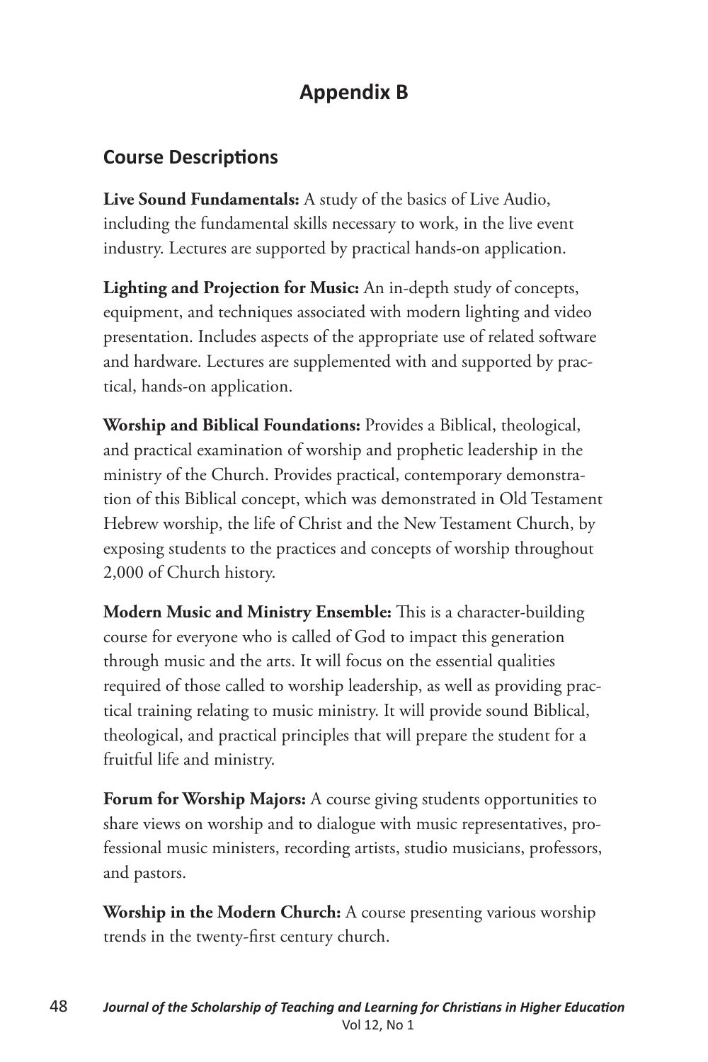# Appendix B

## Course Descriptions

**Live Sound Fundamentals:** A study of the basics of Live Audio, including the fundamental skills necessary to work, in the live event industry. Lectures are supported by practical hands-on application.

**Lighting and Projection for Music:** An in-depth study of concepts, equipment, and techniques associated with modern lighting and video presentation. Includes aspects of the appropriate use of related software and hardware. Lectures are supplemented with and supported by practical, hands-on application.

**Worship and Biblical Foundations:** Provides a Biblical, theological, and practical examination of worship and prophetic leadership in the ministry of the Church. Provides practical, contemporary demonstration of this Biblical concept, which was demonstrated in Old Testament Hebrew worship, the life of Christ and the New Testament Church, by exposing students to the practices and concepts of worship throughout 2,000 of Church history.

**Modern Music and Ministry Ensemble:** This is a character-building course for everyone who is called of God to impact this generation through music and the arts. It will focus on the essential qualities required of those called to worship leadership, as well as providing practical training relating to music ministry. It will provide sound Biblical, theological, and practical principles that will prepare the student for a fruitful life and ministry.

**Forum for Worship Majors:** A course giving students opportunities to share views on worship and to dialogue with music representatives, professional music ministers, recording artists, studio musicians, professors, and pastors.

**Worship in the Modern Church:** A course presenting various worship trends in the twenty-first century church.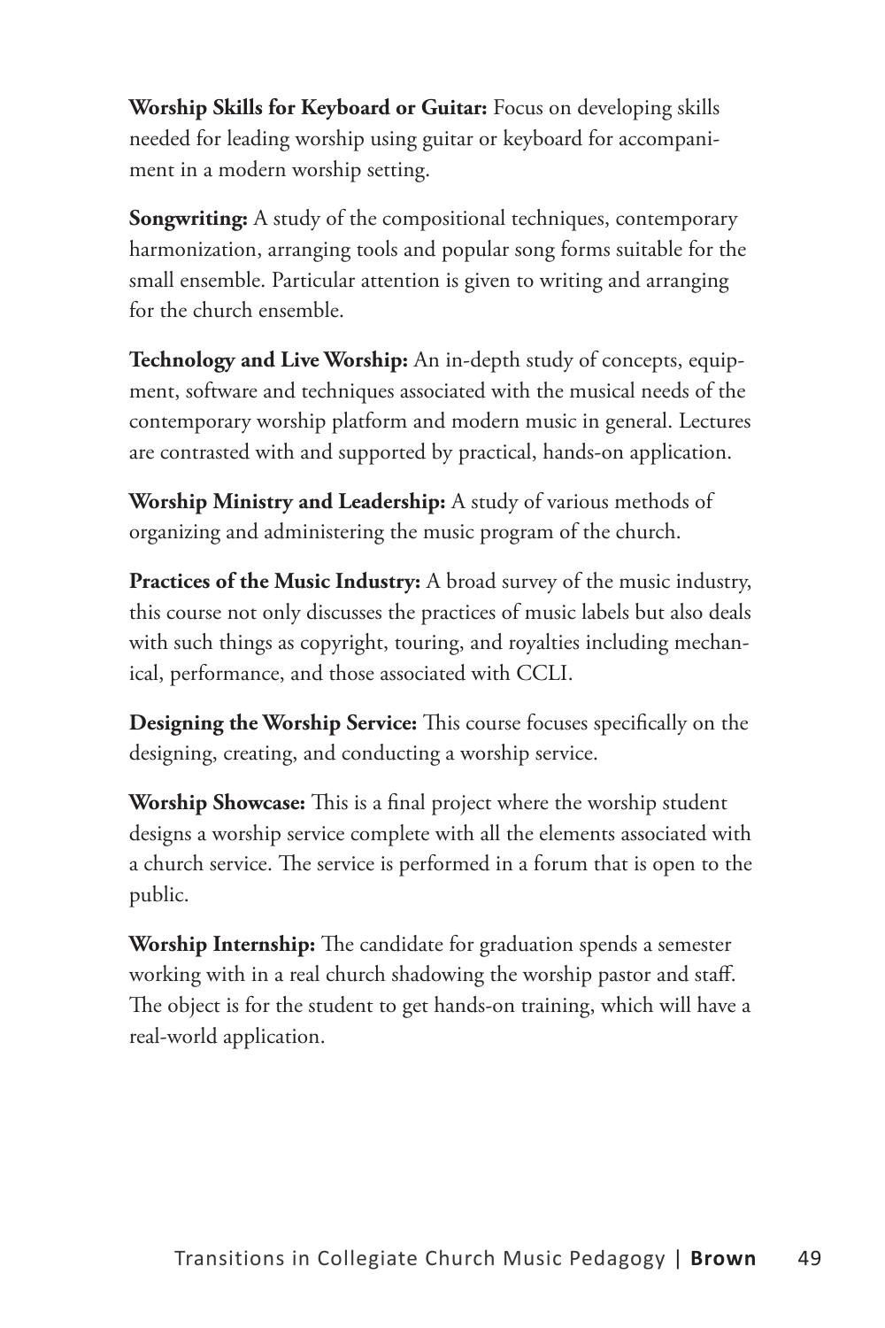**Worship Skills for Keyboard or Guitar:** Focus on developing skills needed for leading worship using guitar or keyboard for accompaniment in a modern worship setting.

**Songwriting:** A study of the compositional techniques, contemporary harmonization, arranging tools and popular song forms suitable for the small ensemble. Particular attention is given to writing and arranging for the church ensemble.

**Technology and Live Worship:** An in-depth study of concepts, equipment, software and techniques associated with the musical needs of the contemporary worship platform and modern music in general. Lectures are contrasted with and supported by practical, hands-on application.

**Worship Ministry and Leadership:** A study of various methods of organizing and administering the music program of the church.

**Practices of the Music Industry:** A broad survey of the music industry, this course not only discusses the practices of music labels but also deals with such things as copyright, touring, and royalties including mechanical, performance, and those associated with CCLI.

**Designing the Worship Service:** This course focuses specifically on the designing, creating, and conducting a worship service.

**Worship Showcase:** This is a final project where the worship student designs a worship service complete with all the elements associated with a church service. The service is performed in a forum that is open to the public.

**Worship Internship:** The candidate for graduation spends a semester working with in a real church shadowing the worship pastor and staff. The object is for the student to get hands-on training, which will have a real-world application.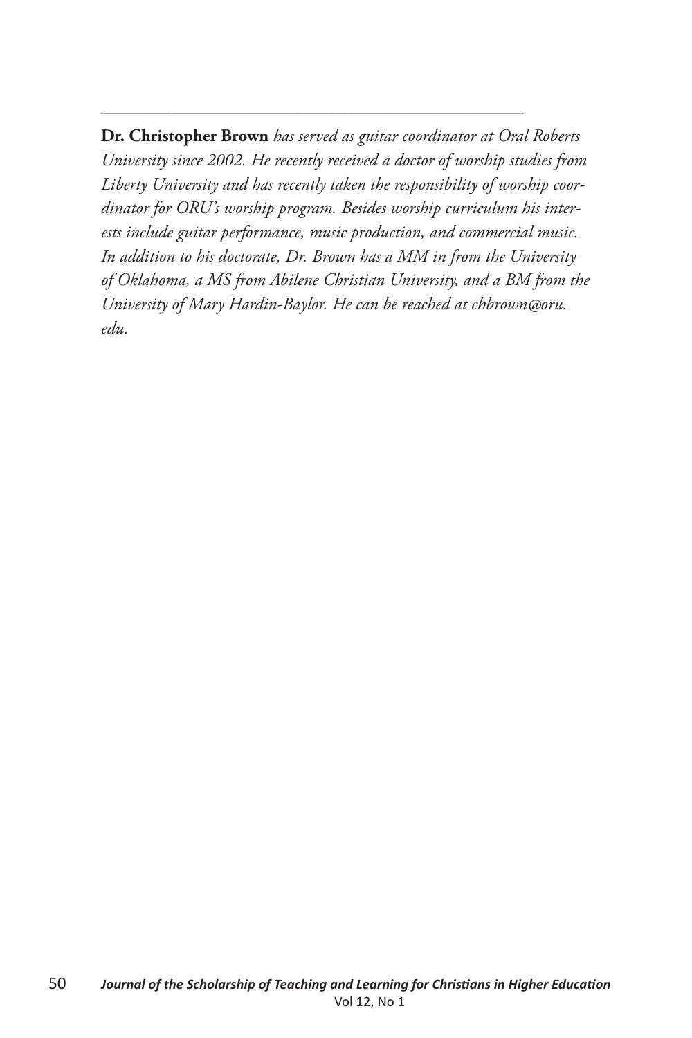---

**Dr. Christopher Brown** *has served as guitar coordinator at Oral Roberts University since 2002. He recently received a doctor of worship studies from Liberty University and has recently taken the responsibility of worship coordinator for ORU's worship program. Besides worship curriculum his interests include guitar performance, music production, and commercial music. In addition to his doctorate, Dr. Brown has a MM in from the University of Oklahoma, a MS from Abilene Christian University, and a BM from the University of Mary Hardin-Baylor. He can be reached at chbrown@oru.edu.*